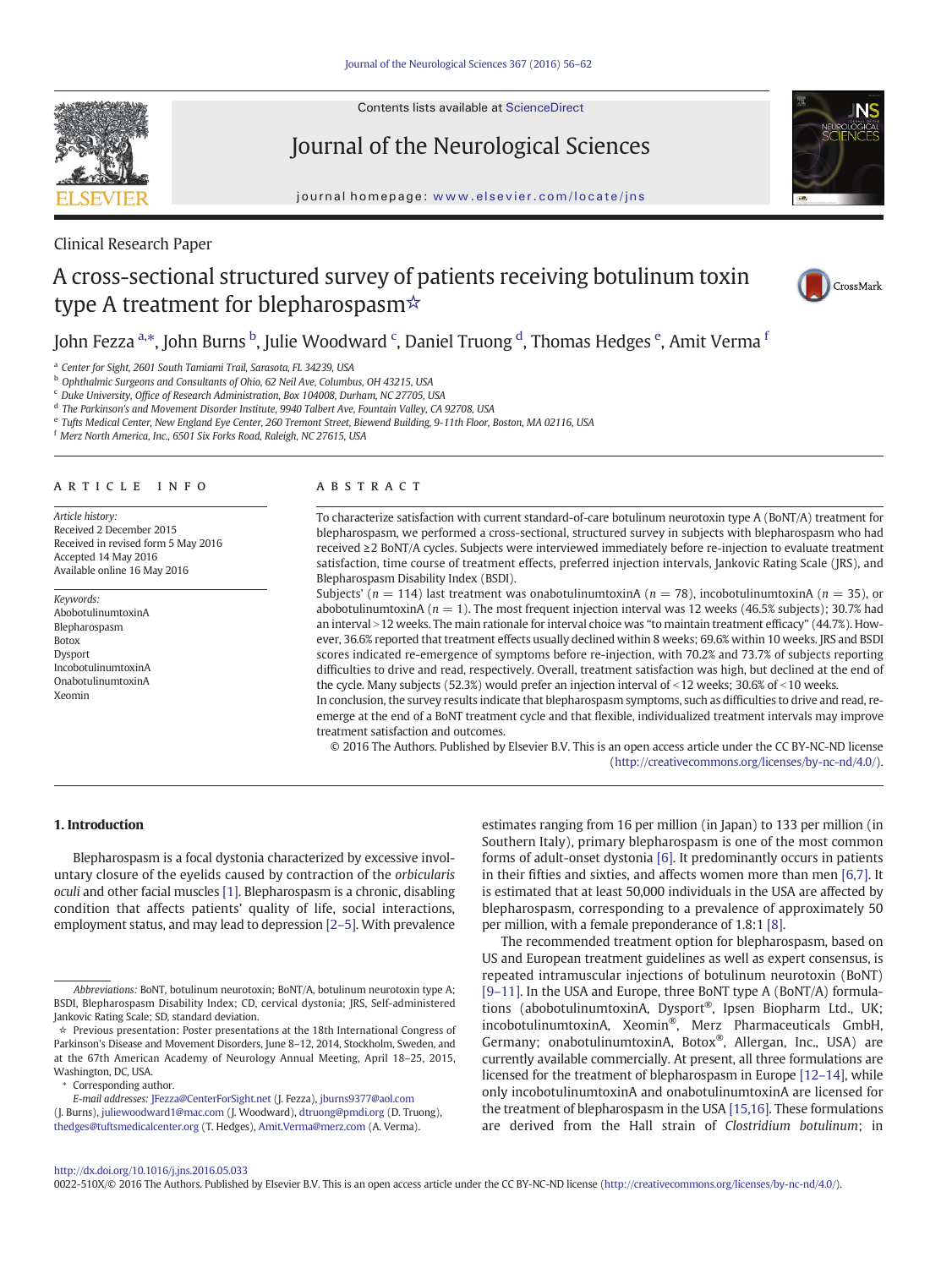Clinical Research Paper

# A cross-sectional structured survey of patients receiving botulinum toxin type A treatment for blepharospasm☆

John Fezza [a,*], John Burns [b], Julie Woodward [c], Daniel Truong [d], Thomas Hedges [e], Amit Verma [f]

[a] Center for Sight, 2601 South Tamiami Trail, Sarasota, FL 34239, USA
[b] Ophthalmic Surgeons and Consultants of Ohio, 62 Neil Ave, Columbus, OH 43215, USA
[c] Duke University, Office of Research Administration, Box 104008, Durham, NC 27705, USA
[d] The Parkinson's and Movement Disorder Institute, 9940 Talbert Ave, Fountain Valley, CA 92708, USA
[e] Tufts Medical Center, New England Eye Center, 260 Tremont Street, Biewend Building, 9-11th Floor, Boston, MA 02116, USA
[f] Merz North America, Inc., 6501 Six Forks Road, Raleigh, NC 27615, USA

## ARTICLE INFO

*Article history:*
Received 2 December 2015
Received in revised form 5 May 2016
Accepted 14 May 2016
Available online 16 May 2016

*Keywords:*
AbobotulinumtoxinA
Blepharospasm
Botox
Dysport
IncobotulinumtoxinA
OnabotulinumtoxinA
Xeomin

## ABSTRACT

To characterize satisfaction with current standard-of-care botulinum neurotoxin type A (BoNT/A) treatment for blepharospasm, we performed a cross-sectional, structured survey in subjects with blepharospasm who had received ≥2 BoNT/A cycles. Subjects were interviewed immediately before re-injection to evaluate treatment satisfaction, time course of treatment effects, preferred injection intervals, Jankovic Rating Scale (JRS), and Blepharospasm Disability Index (BSDI).

Subjects' ($n = 114$) last treatment was onabotulinumtoxinA ($n = 78$), incobotulinumtoxinA ($n = 35$), or abobotulinumtoxinA ($n = 1$). The most frequent injection interval was 12 weeks (46.5% subjects); 30.7% had an interval >12 weeks. The main rationale for interval choice was "to maintain treatment efficacy" (44.7%). However, 36.6% reported that treatment effects usually declined within 8 weeks; 69.6% within 10 weeks. JRS and BSDI scores indicated re-emergence of symptoms before re-injection, with 70.2% and 73.7% of subjects reporting difficulties to drive and read, respectively. Overall, treatment satisfaction was high, but declined at the end of the cycle. Many subjects (52.3%) would prefer an injection interval of <12 weeks; 30.6% of <10 weeks.

In conclusion, the survey results indicate that blepharospasm symptoms, such as difficulties to drive and read, re-emerge at the end of a BoNT treatment cycle and that flexible, individualized treatment intervals may improve treatment satisfaction and outcomes.

© 2016 The Authors. Published by Elsevier B.V. This is an open access article under the CC BY-NC-ND license (http://creativecommons.org/licenses/by-nc-nd/4.0/).

## 1. Introduction

Blepharospasm is a focal dystonia characterized by excessive involuntary closure of the eyelids caused by contraction of the *orbicularis oculi* and other facial muscles [1]. Blepharospasm is a chronic, disabling condition that affects patients' quality of life, social interactions, employment status, and may lead to depression [2–5]. With prevalence estimates ranging from 16 per million (in Japan) to 133 per million (in Southern Italy), primary blepharospasm is one of the most common forms of adult-onset dystonia [6]. It predominantly occurs in patients in their fifties and sixties, and affects women more than men [6,7]. It is estimated that at least 50,000 individuals in the USA are affected by blepharospasm, corresponding to a prevalence of approximately 50 per million, with a female preponderance of 1.8:1 [8].

The recommended treatment option for blepharospasm, based on US and European treatment guidelines as well as expert consensus, is repeated intramuscular injections of botulinum neurotoxin (BoNT) [9–11]. In the USA and Europe, three BoNT type A (BoNT/A) formulations (abobotulinumtoxinA, Dysport®, Ipsen Biopharm Ltd., UK; incobotulinumtoxinA, Xeomin®, Merz Pharmaceuticals GmbH, Germany; onabotulinumtoxinA, Botox®, Allergan, Inc., USA) are currently available commercially. At present, all three formulations are licensed for the treatment of blepharospasm in Europe [12–14], while only incobotulinumtoxinA and onabotulinumtoxinA are licensed for the treatment of blepharospasm in the USA [15,16]. These formulations are derived from the Hall strain of *Clostridium botulinum*; in

*Abbreviations:* BoNT, botulinum neurotoxin; BoNT/A, botulinum neurotoxin type A; BSDI, Blepharospasm Disability Index; CD, cervical dystonia; JRS, Self-administered Jankovic Rating Scale; SD, standard deviation.

☆ Previous presentation: Poster presentations at the 18th International Congress of Parkinson's Disease and Movement Disorders, June 8–12, 2014, Stockholm, Sweden, and at the 67th American Academy of Neurology Annual Meeting, April 18–25, 2015, Washington, DC, USA.

\* Corresponding author.

*E-mail addresses:* JFezza@CenterForSight.net (J. Fezza), jburns9377@aol.com (J. Burns), juliewoodward1@mac.com (J. Woodward), dtruong@pmdi.org (D. Truong), thedges@tuftsmedicalcenter.org (T. Hedges), Amit.Verma@merz.com (A. Verma).

http://dx.doi.org/10.1016/j.jns.2016.05.033
0022-510X/© 2016 The Authors. Published by Elsevier B.V. This is an open access article under the CC BY-NC-ND license (http://creativecommons.org/licenses/by-nc-nd/4.0/).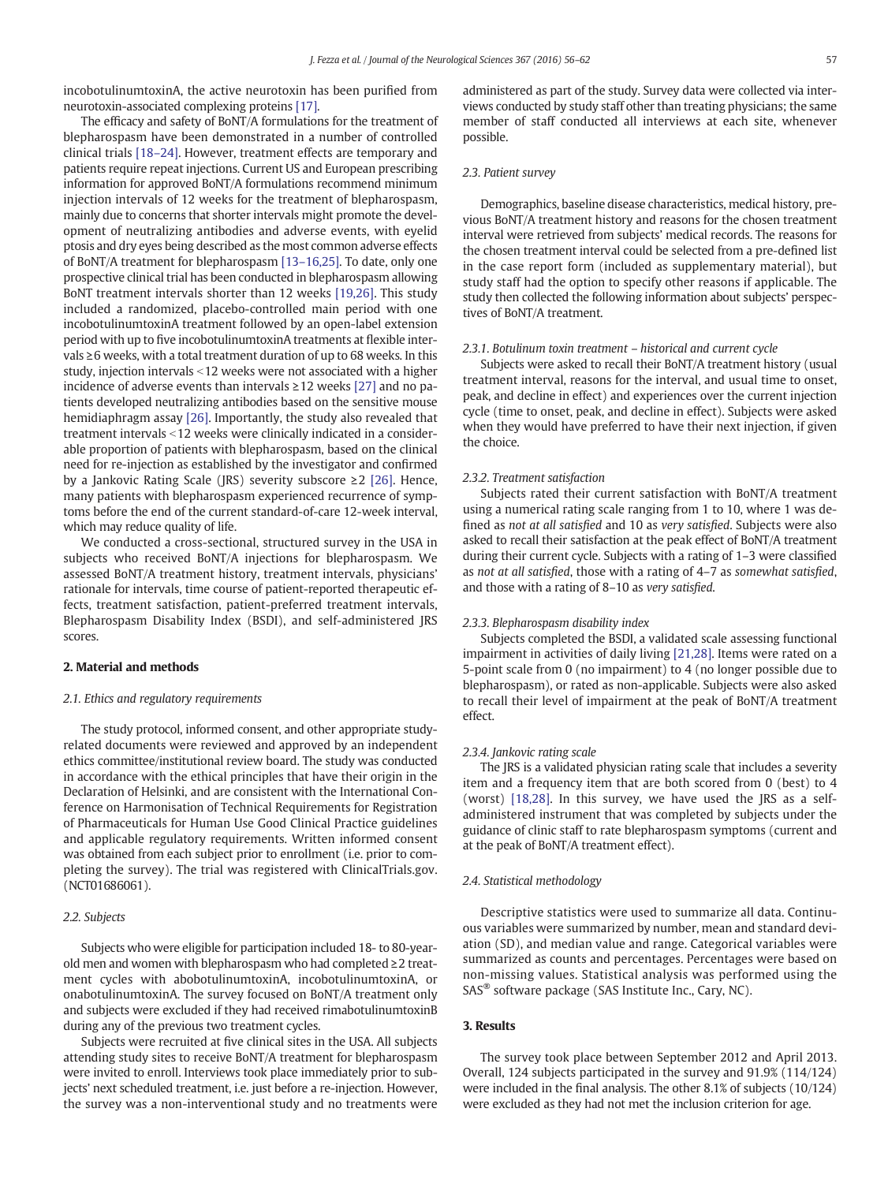incobotulinumtoxinA, the active neurotoxin has been purified from neurotoxin-associated complexing proteins [17].

The efficacy and safety of BoNT/A formulations for the treatment of blepharospasm have been demonstrated in a number of controlled clinical trials [18–24]. However, treatment effects are temporary and patients require repeat injections. Current US and European prescribing information for approved BoNT/A formulations recommend minimum injection intervals of 12 weeks for the treatment of blepharospasm, mainly due to concerns that shorter intervals might promote the development of neutralizing antibodies and adverse events, with eyelid ptosis and dry eyes being described as the most common adverse effects of BoNT/A treatment for blepharospasm [13–16,25]. To date, only one prospective clinical trial has been conducted in blepharospasm allowing BoNT treatment intervals shorter than 12 weeks [19,26]. This study included a randomized, placebo-controlled main period with one incobotulinumtoxinA treatment followed by an open-label extension period with up to five incobotulinumtoxinA treatments at flexible intervals ≥6 weeks, with a total treatment duration of up to 68 weeks. In this study, injection intervals <12 weeks were not associated with a higher incidence of adverse events than intervals ≥12 weeks [27] and no patients developed neutralizing antibodies based on the sensitive mouse hemidiaphragm assay [26]. Importantly, the study also revealed that treatment intervals <12 weeks were clinically indicated in a considerable proportion of patients with blepharospasm, based on the clinical need for re-injection as established by the investigator and confirmed by a Jankovic Rating Scale (JRS) severity subscore ≥2 [26]. Hence, many patients with blepharospasm experienced recurrence of symptoms before the end of the current standard-of-care 12-week interval, which may reduce quality of life.

We conducted a cross-sectional, structured survey in the USA in subjects who received BoNT/A injections for blepharospasm. We assessed BoNT/A treatment history, treatment intervals, physicians' rationale for intervals, time course of patient-reported therapeutic effects, treatment satisfaction, patient-preferred treatment intervals, Blepharospasm Disability Index (BSDI), and self-administered JRS scores.

## 2. Material and methods

### 2.1. Ethics and regulatory requirements

The study protocol, informed consent, and other appropriate study-related documents were reviewed and approved by an independent ethics committee/institutional review board. The study was conducted in accordance with the ethical principles that have their origin in the Declaration of Helsinki, and are consistent with the International Conference on Harmonisation of Technical Requirements for Registration of Pharmaceuticals for Human Use Good Clinical Practice guidelines and applicable regulatory requirements. Written informed consent was obtained from each subject prior to enrollment (i.e. prior to completing the survey). The trial was registered with ClinicalTrials.gov. (NCT01686061).

### 2.2. Subjects

Subjects who were eligible for participation included 18- to 80-year-old men and women with blepharospasm who had completed ≥2 treatment cycles with abobotulinumtoxinA, incobotulinumtoxinA, or onabotulinumtoxinA. The survey focused on BoNT/A treatment only and subjects were excluded if they had received rimabotulinumtoxinB during any of the previous two treatment cycles.

Subjects were recruited at five clinical sites in the USA. All subjects attending study sites to receive BoNT/A treatment for blepharospasm were invited to enroll. Interviews took place immediately prior to subjects' next scheduled treatment, i.e. just before a re-injection. However, the survey was a non-interventional study and no treatments were administered as part of the study. Survey data were collected via interviews conducted by study staff other than treating physicians; the same member of staff conducted all interviews at each site, whenever possible.

### 2.3. Patient survey

Demographics, baseline disease characteristics, medical history, previous BoNT/A treatment history and reasons for the chosen treatment interval were retrieved from subjects' medical records. The reasons for the chosen treatment interval could be selected from a pre-defined list in the case report form (included as supplementary material), but study staff had the option to specify other reasons if applicable. The study then collected the following information about subjects' perspectives of BoNT/A treatment.

#### 2.3.1. Botulinum toxin treatment – historical and current cycle

Subjects were asked to recall their BoNT/A treatment history (usual treatment interval, reasons for the interval, and usual time to onset, peak, and decline in effect) and experiences over the current injection cycle (time to onset, peak, and decline in effect). Subjects were asked when they would have preferred to have their next injection, if given the choice.

#### 2.3.2. Treatment satisfaction

Subjects rated their current satisfaction with BoNT/A treatment using a numerical rating scale ranging from 1 to 10, where 1 was defined as *not at all satisfied* and 10 as *very satisfied*. Subjects were also asked to recall their satisfaction at the peak effect of BoNT/A treatment during their current cycle. Subjects with a rating of 1–3 were classified as *not at all satisfied*, those with a rating of 4–7 as *somewhat satisfied*, and those with a rating of 8–10 as *very satisfied*.

#### 2.3.3. Blepharospasm disability index

Subjects completed the BSDI, a validated scale assessing functional impairment in activities of daily living [21,28]. Items were rated on a 5-point scale from 0 (no impairment) to 4 (no longer possible due to blepharospasm), or rated as non-applicable. Subjects were also asked to recall their level of impairment at the peak of BoNT/A treatment effect.

#### 2.3.4. Jankovic rating scale

The JRS is a validated physician rating scale that includes a severity item and a frequency item that are both scored from 0 (best) to 4 (worst) [18,28]. In this survey, we have used the JRS as a self-administered instrument that was completed by subjects under the guidance of clinic staff to rate blepharospasm symptoms (current and at the peak of BoNT/A treatment effect).

### 2.4. Statistical methodology

Descriptive statistics were used to summarize all data. Continuous variables were summarized by number, mean and standard deviation (SD), and median value and range. Categorical variables were summarized as counts and percentages. Percentages were based on non-missing values. Statistical analysis was performed using the SAS® software package (SAS Institute Inc., Cary, NC).

## 3. Results

The survey took place between September 2012 and April 2013. Overall, 124 subjects participated in the survey and 91.9% (114/124) were included in the final analysis. The other 8.1% of subjects (10/124) were excluded as they had not met the inclusion criterion for age.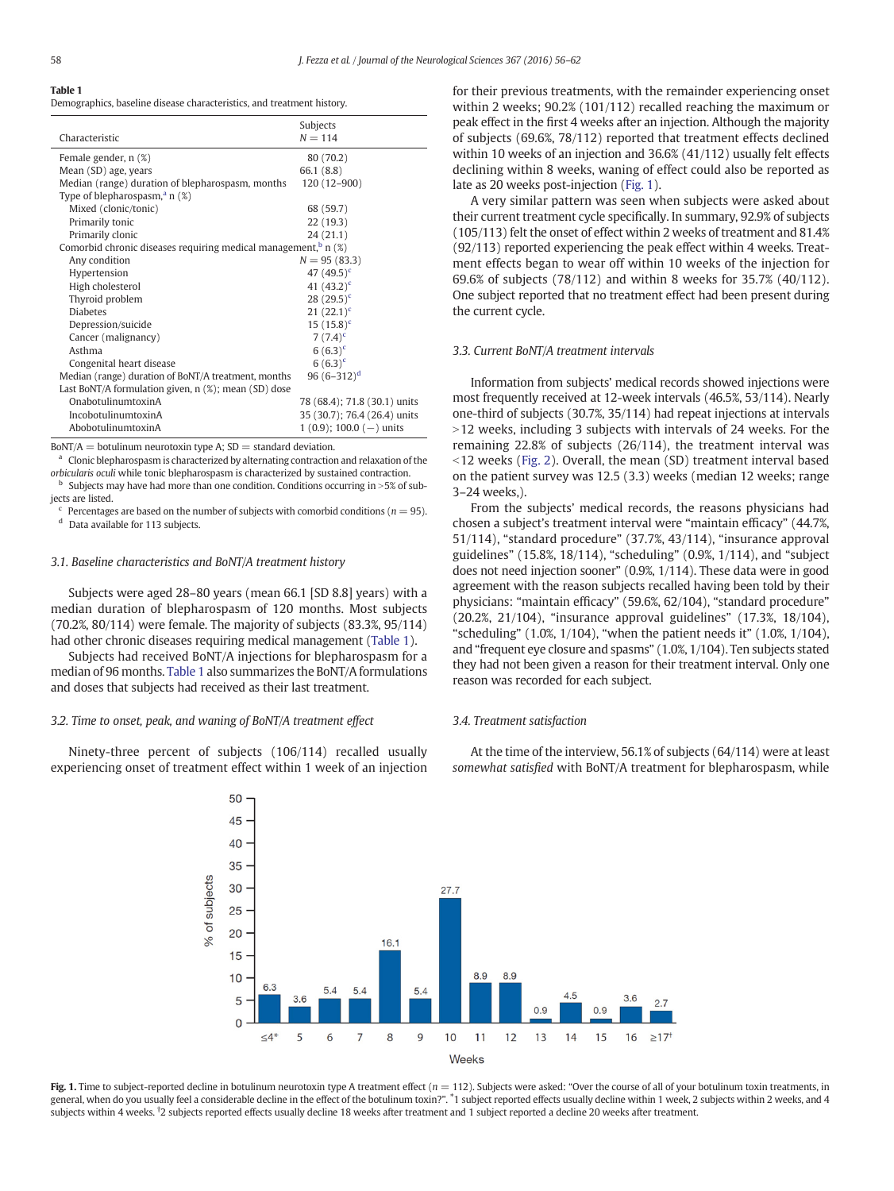**Table 1**
Demographics, baseline disease characteristics, and treatment history.

| Characteristic | Subjects N = 114 |
|---|---|
| Female gender, n (%) | 80 (70.2) |
| Mean (SD) age, years | 66.1 (8.8) |
| Median (range) duration of blepharospasm, months | 120 (12–900) |
| Type of blepharospasm,[a] n (%) | |
| Mixed (clonic/tonic) | 68 (59.7) |
| Primarily tonic | 22 (19.3) |
| Primarily clonic | 24 (21.1) |
| Comorbid chronic diseases requiring medical management,[b] n (%) | |
| Any condition | N = 95 (83.3) |
| Hypertension | 47 (49.5)[c] |
| High cholesterol | 41 (43.2)[c] |
| Thyroid problem | 28 (29.5)[c] |
| Diabetes | 21 (22.1)[c] |
| Depression/suicide | 15 (15.8)[c] |
| Cancer (malignancy) | 7 (7.4)[c] |
| Asthma | 6 (6.3)[c] |
| Congenital heart disease | 6 (6.3)[c] |
| Median (range) duration of BoNT/A treatment, months | 96 (6–312)[d] |
| Last BoNT/A formulation given, n (%); mean (SD) dose | |
| OnabotulinumtoxinA | 78 (68.4); 71.8 (30.1) units |
| IncobotulinumtoxinA | 35 (30.7); 76.4 (26.4) units |
| AbobotulinumtoxinA | 1 (0.9); 100.0 (−) units |

BoNT/A = botulinum neurotoxin type A; SD = standard deviation.
[a] Clonic blepharospasm is characterized by alternating contraction and relaxation of the *orbicularis oculi* while tonic blepharospasm is characterized by sustained contraction.
[b] Subjects may have had more than one condition. Conditions occurring in >5% of subjects are listed.
[c] Percentages are based on the number of subjects with comorbid conditions (n = 95).
[d] Data available for 113 subjects.

### 3.1. Baseline characteristics and BoNT/A treatment history

Subjects were aged 28–80 years (mean 66.1 [SD 8.8] years) with a median duration of blepharospasm of 120 months. Most subjects (70.2%, 80/114) were female. The majority of subjects (83.3%, 95/114) had other chronic diseases requiring medical management (Table 1).

Subjects had received BoNT/A injections for blepharospasm for a median of 96 months. Table 1 also summarizes the BoNT/A formulations and doses that subjects had received as their last treatment.

### 3.2. Time to onset, peak, and waning of BoNT/A treatment effect

Ninety-three percent of subjects (106/114) recalled usually experiencing onset of treatment effect within 1 week of an injection for their previous treatments, with the remainder experiencing onset within 2 weeks; 90.2% (101/112) recalled reaching the maximum or peak effect in the first 4 weeks after an injection. Although the majority of subjects (69.6%, 78/112) reported that treatment effects declined within 10 weeks of an injection and 36.6% (41/112) usually felt effects declining within 8 weeks, waning of effect could also be reported as late as 20 weeks post-injection (Fig. 1).

A very similar pattern was seen when subjects were asked about their current treatment cycle specifically. In summary, 92.9% of subjects (105/113) felt the onset of effect within 2 weeks of treatment and 81.4% (92/113) reported experiencing the peak effect within 4 weeks. Treatment effects began to wear off within 10 weeks of the injection for 69.6% of subjects (78/112) and within 8 weeks for 35.7% (40/112). One subject reported that no treatment effect had been present during the current cycle.

### 3.3. Current BoNT/A treatment intervals

Information from subjects' medical records showed injections were most frequently received at 12-week intervals (46.5%, 53/114). Nearly one-third of subjects (30.7%, 35/114) had repeat injections at intervals >12 weeks, including 3 subjects with intervals of 24 weeks. For the remaining 22.8% of subjects (26/114), the treatment interval was <12 weeks (Fig. 2). Overall, the mean (SD) treatment interval based on the patient survey was 12.5 (3.3) weeks (median 12 weeks; range 3–24 weeks,).

From the subjects' medical records, the reasons physicians had chosen a subject's treatment interval were "maintain efficacy" (44.7%, 51/114), "standard procedure" (37.7%, 43/114), "insurance approval guidelines" (15.8%, 18/114), "scheduling" (0.9%, 1/114), and "subject does not need injection sooner" (0.9%, 1/114). These data were in good agreement with the reason subjects recalled having been told by their physicians: "maintain efficacy" (59.6%, 62/104), "standard procedure" (20.2%, 21/104), "insurance approval guidelines" (17.3%, 18/104), "scheduling" (1.0%, 1/104), "when the patient needs it" (1.0%, 1/104), and "frequent eye closure and spasms" (1.0%, 1/104). Ten subjects stated they had not been given a reason for their treatment interval. Only one reason was recorded for each subject.

### 3.4. Treatment satisfaction

At the time of the interview, 56.1% of subjects (64/114) were at least *somewhat satisfied* with BoNT/A treatment for blepharospasm, while

**Fig. 1.** Time to subject-reported decline in botulinum neurotoxin type A treatment effect (n = 112). Subjects were asked: "Over the course of all of your botulinum toxin treatments, in general, when do you usually feel a considerable decline in the effect of the botulinum toxin?". *1 subject reported effects usually decline within 1 week, 2 subjects within 2 weeks, and 4 subjects within 4 weeks. †2 subjects reported effects usually decline 18 weeks after treatment and 1 subject reported a decline 20 weeks after treatment.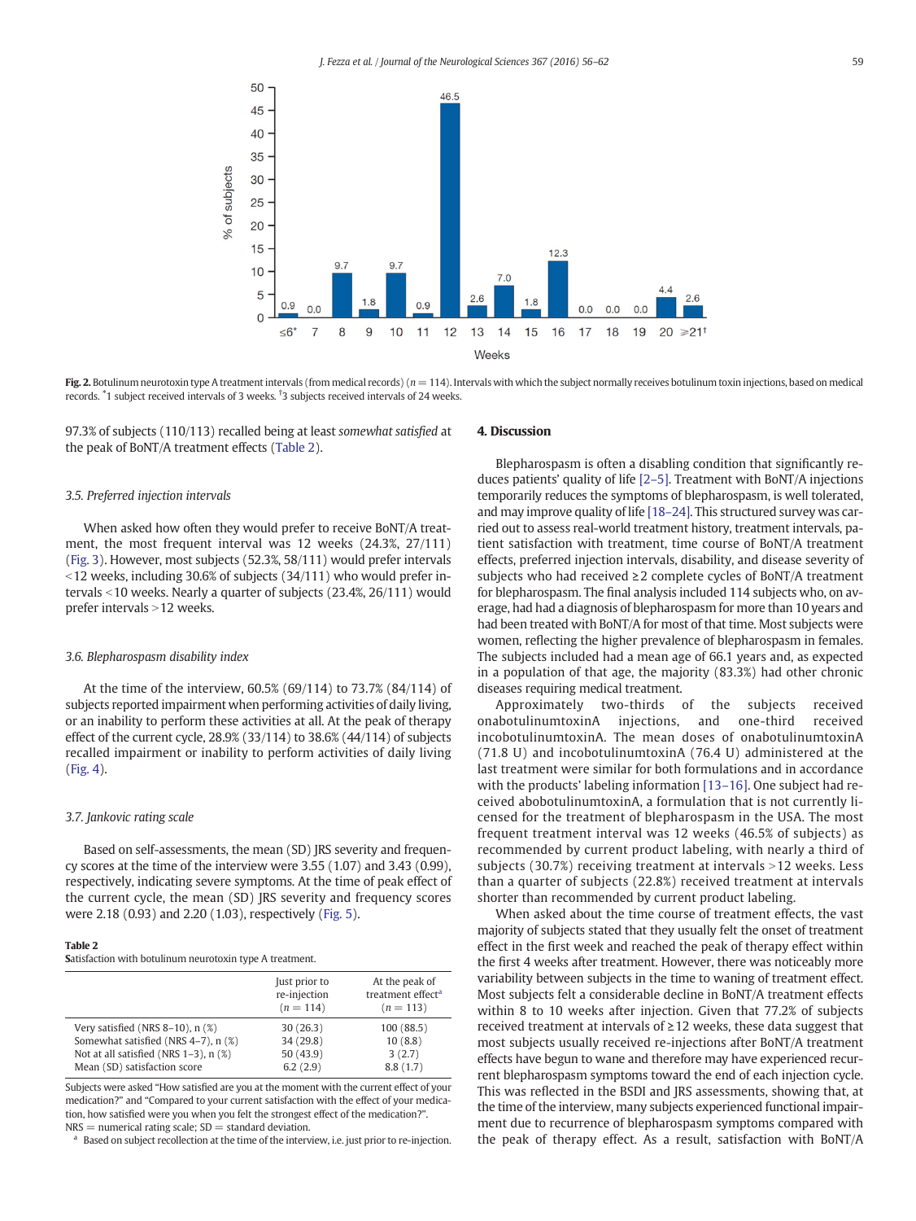Fig. 2. Botulinum neurotoxin type A treatment intervals (from medical records) ($n = 114$). Intervals with which the subject normally receives botulinum toxin injections, based on medical records. *1 subject received intervals of 3 weeks. †3 subjects received intervals of 24 weeks.

97.3% of subjects (110/113) recalled being at least *somewhat satisfied* at the peak of BoNT/A treatment effects (Table 2).

### 3.5. Preferred injection intervals

When asked how often they would prefer to receive BoNT/A treatment, the most frequent interval was 12 weeks (24.3%, 27/111) (Fig. 3). However, most subjects (52.3%, 58/111) would prefer intervals <12 weeks, including 30.6% of subjects (34/111) who would prefer intervals <10 weeks. Nearly a quarter of subjects (23.4%, 26/111) would prefer intervals >12 weeks.

### 3.6. Blepharospasm disability index

At the time of the interview, 60.5% (69/114) to 73.7% (84/114) of subjects reported impairment when performing activities of daily living, or an inability to perform these activities at all. At the peak of therapy effect of the current cycle, 28.9% (33/114) to 38.6% (44/114) of subjects recalled impairment or inability to perform activities of daily living (Fig. 4).

### 3.7. Jankovic rating scale

Based on self-assessments, the mean (SD) JRS severity and frequency scores at the time of the interview were 3.55 (1.07) and 3.43 (0.99), respectively, indicating severe symptoms. At the time of peak effect of the current cycle, the mean (SD) JRS severity and frequency scores were 2.18 (0.93) and 2.20 (1.03), respectively (Fig. 5).

**Table 2**
Satisfaction with botulinum neurotoxin type A treatment.

| | Just prior to re-injection ($n = 114$) | At the peak of treatment effect[a] ($n = 113$) |
|---|---|---|
| Very satisfied (NRS 8–10), n (%) | 30 (26.3) | 100 (88.5) |
| Somewhat satisfied (NRS 4–7), n (%) | 34 (29.8) | 10 (8.8) |
| Not at all satisfied (NRS 1–3), n (%) | 50 (43.9) | 3 (2.7) |
| Mean (SD) satisfaction score | 6.2 (2.9) | 8.8 (1.7) |

Subjects were asked "How satisfied are you at the moment with the current effect of your medication?" and "Compared to your current satisfaction with the effect of your medication, how satisfied were you when you felt the strongest effect of the medication?".
NRS = numerical rating scale; SD = standard deviation.
[a] Based on subject recollection at the time of the interview, i.e. just prior to re-injection.

## 4. Discussion

Blepharospasm is often a disabling condition that significantly reduces patients' quality of life [2–5]. Treatment with BoNT/A injections temporarily reduces the symptoms of blepharospasm, is well tolerated, and may improve quality of life [18–24]. This structured survey was carried out to assess real-world treatment history, treatment intervals, patient satisfaction with treatment, time course of BoNT/A treatment effects, preferred injection intervals, disability, and disease severity of subjects who had received ≥2 complete cycles of BoNT/A treatment for blepharospasm. The final analysis included 114 subjects who, on average, had had a diagnosis of blepharospasm for more than 10 years and had been treated with BoNT/A for most of that time. Most subjects were women, reflecting the higher prevalence of blepharospasm in females. The subjects included had a mean age of 66.1 years and, as expected in a population of that age, the majority (83.3%) had other chronic diseases requiring medical treatment.

Approximately two-thirds of the subjects received onabotulinumtoxinA injections, and one-third received incobotulinumtoxinA. The mean doses of onabotulinumtoxinA (71.8 U) and incobotulinumtoxinA (76.4 U) administered at the last treatment were similar for both formulations and in accordance with the products' labeling information [13–16]. One subject had received abobotulinumtoxinA, a formulation that is not currently licensed for the treatment of blepharospasm in the USA. The most frequent treatment interval was 12 weeks (46.5% of subjects) as recommended by current product labeling, with nearly a third of subjects (30.7%) receiving treatment at intervals >12 weeks. Less than a quarter of subjects (22.8%) received treatment at intervals shorter than recommended by current product labeling.

When asked about the time course of treatment effects, the vast majority of subjects stated that they usually felt the onset of treatment effect in the first week and reached the peak of therapy effect within the first 4 weeks after treatment. However, there was noticeably more variability between subjects in the time to waning of treatment effect. Most subjects felt a considerable decline in BoNT/A treatment effects within 8 to 10 weeks after injection. Given that 77.2% of subjects received treatment at intervals of ≥12 weeks, these data suggest that most subjects usually received re-injections after BoNT/A treatment effects have begun to wane and therefore may have experienced recurrent blepharospasm symptoms toward the end of each injection cycle. This was reflected in the BSDI and JRS assessments, showing that, at the time of the interview, many subjects experienced functional impairment due to recurrence of blepharospasm symptoms compared with the peak of therapy effect. As a result, satisfaction with BoNT/A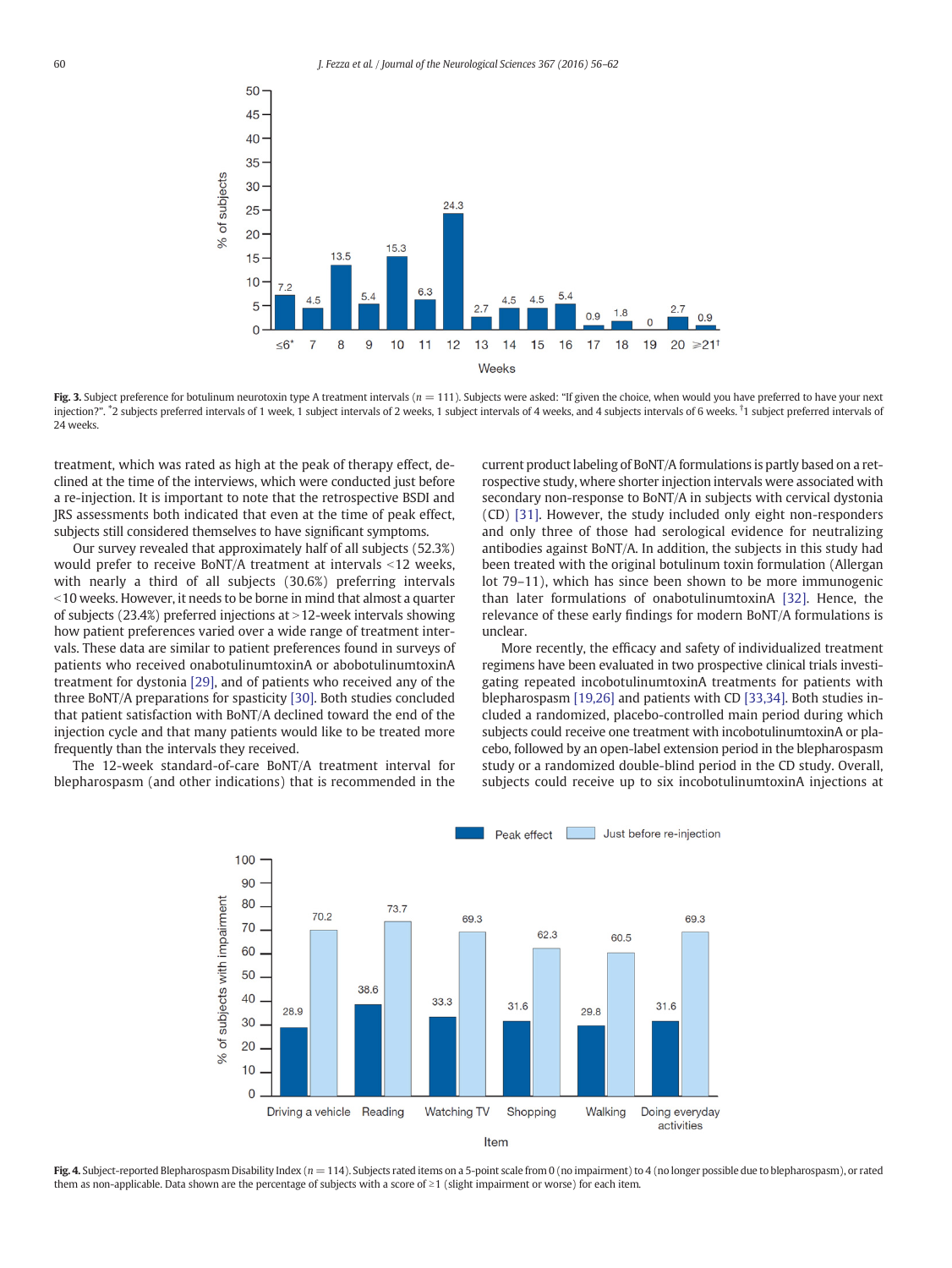Fig. 3. Subject preference for botulinum neurotoxin type A treatment intervals ($n = 111$). Subjects were asked: "If given the choice, when would you have preferred to have your next injection?". *2 subjects preferred intervals of 1 week, 1 subject intervals of 2 weeks, 1 subject intervals of 4 weeks, and 4 subjects intervals of 6 weeks. †1 subject preferred intervals of 24 weeks.

treatment, which was rated as high at the peak of therapy effect, declined at the time of the interviews, which were conducted just before a re-injection. It is important to note that the retrospective BSDI and JRS assessments both indicated that even at the time of peak effect, subjects still considered themselves to have significant symptoms.

Our survey revealed that approximately half of all subjects (52.3%) would prefer to receive BoNT/A treatment at intervals <12 weeks, with nearly a third of all subjects (30.6%) preferring intervals <10 weeks. However, it needs to be borne in mind that almost a quarter of subjects (23.4%) preferred injections at >12-week intervals showing how patient preferences varied over a wide range of treatment intervals. These data are similar to patient preferences found in surveys of patients who received onabotulinumtoxinA or abobotulinumtoxinA treatment for dystonia [29], and of patients who received any of the three BoNT/A preparations for spasticity [30]. Both studies concluded that patient satisfaction with BoNT/A declined toward the end of the injection cycle and that many patients would like to be treated more frequently than the intervals they received.

The 12-week standard-of-care BoNT/A treatment interval for blepharospasm (and other indications) that is recommended in the current product labeling of BoNT/A formulations is partly based on a retrospective study, where shorter injection intervals were associated with secondary non-response to BoNT/A in subjects with cervical dystonia (CD) [31]. However, the study included only eight non-responders and only three of those had serological evidence for neutralizing antibodies against BoNT/A. In addition, the subjects in this study had been treated with the original botulinum toxin formulation (Allergan lot 79–11), which has since been shown to be more immunogenic than later formulations of onabotulinumtoxinA [32]. Hence, the relevance of these early findings for modern BoNT/A formulations is unclear.

More recently, the efficacy and safety of individualized treatment regimens have been evaluated in two prospective clinical trials investigating repeated incobotulinumtoxinA treatments for patients with blepharospasm [19,26] and patients with CD [33,34]. Both studies included a randomized, placebo-controlled main period during which subjects could receive one treatment with incobotulinumtoxinA or placebo, followed by an open-label extension period in the blepharospasm study or a randomized double-blind period in the CD study. Overall, subjects could receive up to six incobotulinumtoxinA injections at

Fig. 4. Subject-reported Blepharospasm Disability Index ($n = 114$). Subjects rated items on a 5-point scale from 0 (no impairment) to 4 (no longer possible due to blepharospasm), or rated them as non-applicable. Data shown are the percentage of subjects with a score of ≥1 (slight impairment or worse) for each item.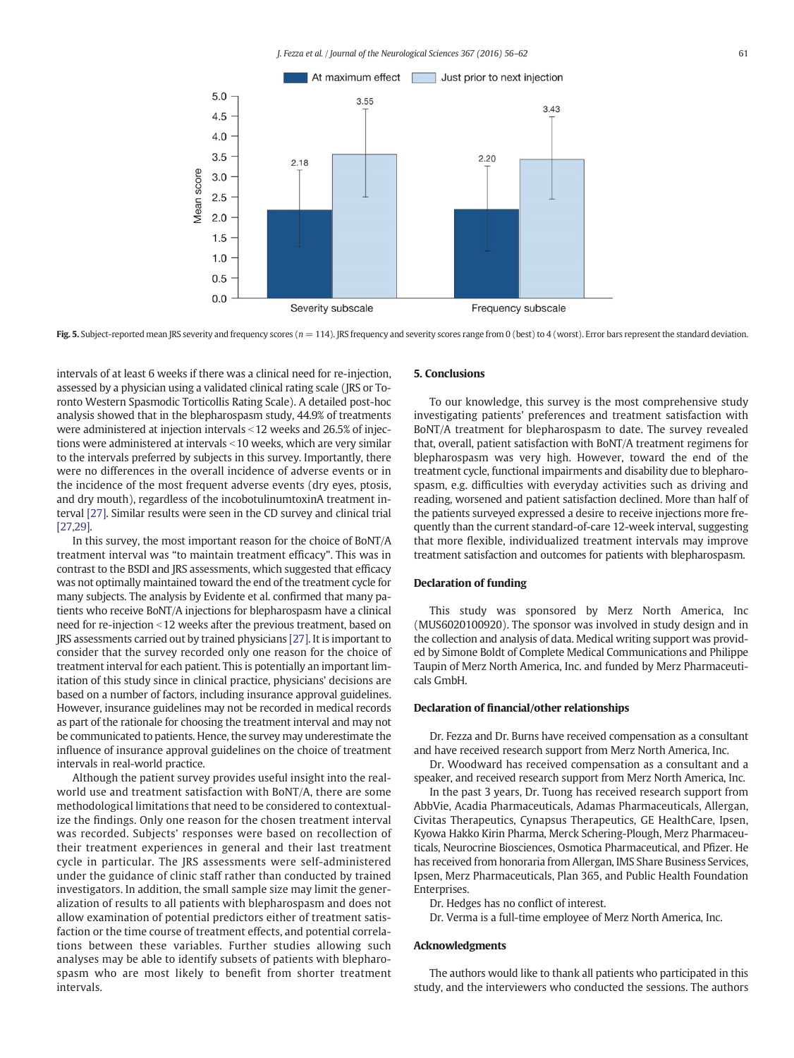Fig. 5. Subject-reported mean JRS severity and frequency scores ($n = 114$). JRS frequency and severity scores range from 0 (best) to 4 (worst). Error bars represent the standard deviation.

intervals of at least 6 weeks if there was a clinical need for re-injection, assessed by a physician using a validated clinical rating scale (JRS or Toronto Western Spasmodic Torticollis Rating Scale). A detailed post-hoc analysis showed that in the blepharospasm study, 44.9% of treatments were administered at injection intervals < 12 weeks and 26.5% of injections were administered at intervals < 10 weeks, which are very similar to the intervals preferred by subjects in this survey. Importantly, there were no differences in the overall incidence of adverse events or in the incidence of the most frequent adverse events (dry eyes, ptosis, and dry mouth), regardless of the incobotulinumtoxinA treatment interval [27]. Similar results were seen in the CD survey and clinical trial [27,29].

In this survey, the most important reason for the choice of BoNT/A treatment interval was "to maintain treatment efficacy". This was in contrast to the BSDI and JRS assessments, which suggested that efficacy was not optimally maintained toward the end of the treatment cycle for many subjects. The analysis by Evidente et al. confirmed that many patients who receive BoNT/A injections for blepharospasm have a clinical need for re-injection < 12 weeks after the previous treatment, based on JRS assessments carried out by trained physicians [27]. It is important to consider that the survey recorded only one reason for the choice of treatment interval for each patient. This is potentially an important limitation of this study since in clinical practice, physicians' decisions are based on a number of factors, including insurance approval guidelines. However, insurance guidelines may not be recorded in medical records as part of the rationale for choosing the treatment interval and may not be communicated to patients. Hence, the survey may underestimate the influence of insurance approval guidelines on the choice of treatment intervals in real-world practice.

Although the patient survey provides useful insight into the real-world use and treatment satisfaction with BoNT/A, there are some methodological limitations that need to be considered to contextualize the findings. Only one reason for the chosen treatment interval was recorded. Subjects' responses were based on recollection of their treatment experiences in general and their last treatment cycle in particular. The JRS assessments were self-administered under the guidance of clinic staff rather than conducted by trained investigators. In addition, the small sample size may limit the generalization of results to all patients with blepharospasm and does not allow examination of potential predictors either of treatment satisfaction or the time course of treatment effects, and potential correlations between these variables. Further studies allowing such analyses may be able to identify subsets of patients with blepharospasm who are most likely to benefit from shorter treatment intervals.

## 5. Conclusions

To our knowledge, this survey is the most comprehensive study investigating patients' preferences and treatment satisfaction with BoNT/A treatment for blepharospasm to date. The survey revealed that, overall, patient satisfaction with BoNT/A treatment regimens for blepharospasm was very high. However, toward the end of the treatment cycle, functional impairments and disability due to blepharospasm, e.g. difficulties with everyday activities such as driving and reading, worsened and patient satisfaction declined. More than half of the patients surveyed expressed a desire to receive injections more frequently than the current standard-of-care 12-week interval, suggesting that more flexible, individualized treatment intervals may improve treatment satisfaction and outcomes for patients with blepharospasm.

## Declaration of funding

This study was sponsored by Merz North America, Inc (MUS6020100920). The sponsor was involved in study design and in the collection and analysis of data. Medical writing support was provided by Simone Boldt of Complete Medical Communications and Philippe Taupin of Merz North America, Inc. and funded by Merz Pharmaceuticals GmbH.

## Declaration of financial/other relationships

Dr. Fezza and Dr. Burns have received compensation as a consultant and have received research support from Merz North America, Inc.

Dr. Woodward has received compensation as a consultant and a speaker, and received research support from Merz North America, Inc.

In the past 3 years, Dr. Tuong has received research support from AbbVie, Acadia Pharmaceuticals, Adamas Pharmaceuticals, Allergan, Civitas Therapeutics, Cynapsus Therapeutics, GE HealthCare, Ipsen, Kyowa Hakko Kirin Pharma, Merck Schering-Plough, Merz Pharmaceuticals, Neurocrine Biosciences, Osmotica Pharmaceutical, and Pfizer. He has received from honoraria from Allergan, IMS Share Business Services, Ipsen, Merz Pharmaceuticals, Plan 365, and Public Health Foundation Enterprises.

Dr. Hedges has no conflict of interest.

Dr. Verma is a full-time employee of Merz North America, Inc.

## Acknowledgments

The authors would like to thank all patients who participated in this study, and the interviewers who conducted the sessions. The authors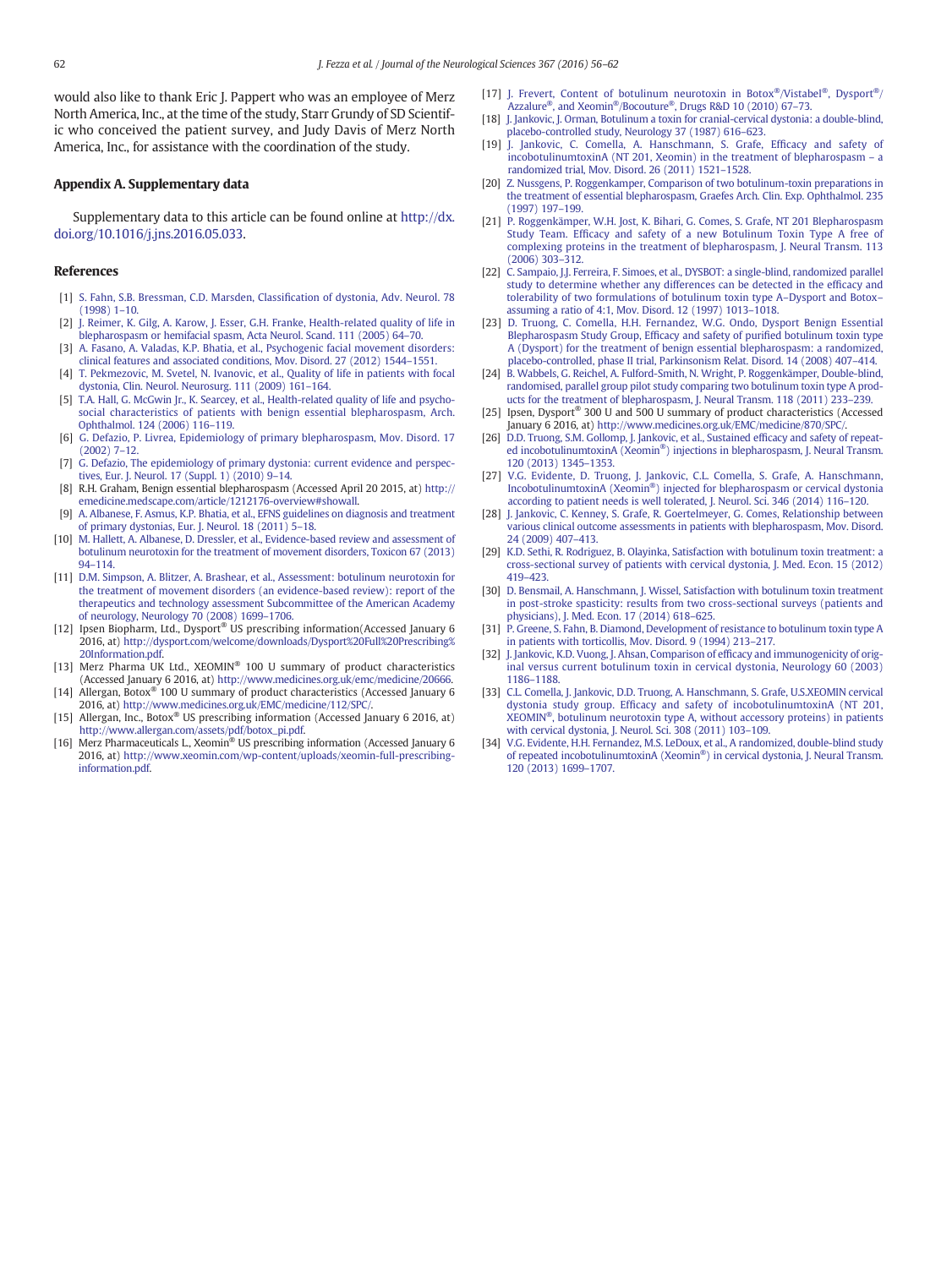would also like to thank Eric J. Pappert who was an employee of Merz North America, Inc., at the time of the study, Starr Grundy of SD Scientific who conceived the patient survey, and Judy Davis of Merz North America, Inc., for assistance with the coordination of the study.

## Appendix A. Supplementary data

Supplementary data to this article can be found online at http://dx.doi.org/10.1016/j.jns.2016.05.033.

## References

[1] S. Fahn, S.B. Bressman, C.D. Marsden, Classification of dystonia, Adv. Neurol. 78 (1998) 1–10.

[2] J. Reimer, K. Gilg, A. Karow, J. Esser, G.H. Franke, Health-related quality of life in blepharospasm or hemifacial spasm, Acta Neurol. Scand. 111 (2005) 64–70.

[3] A. Fasano, A. Valadas, K.P. Bhatia, et al., Psychogenic facial movement disorders: clinical features and associated conditions, Mov. Disord. 27 (2012) 1544–1551.

[4] T. Pekmezovic, M. Svetel, N. Ivanovic, et al., Quality of life in patients with focal dystonia, Clin. Neurol. Neurosurg. 111 (2009) 161–164.

[5] T.A. Hall, G. McGwin Jr., K. Searcey, et al., Health-related quality of life and psychosocial characteristics of patients with benign essential blepharospasm, Arch. Ophthalmol. 124 (2006) 116–119.

[6] G. Defazio, P. Livrea, Epidemiology of primary blepharospasm, Mov. Disord. 17 (2002) 7–12.

[7] G. Defazio, The epidemiology of primary dystonia: current evidence and perspectives, Eur. J. Neurol. 17 (Suppl. 1) (2010) 9–14.

[8] R.H. Graham, Benign essential blepharospasm (Accessed April 20 2015, at) http://emedicine.medscape.com/article/1212176-overview#showall.

[9] A. Albanese, F. Asmus, K.P. Bhatia, et al., EFNS guidelines on diagnosis and treatment of primary dystonias, Eur. J. Neurol. 18 (2011) 5–18.

[10] M. Hallett, A. Albanese, D. Dressler, et al., Evidence-based review and assessment of botulinum neurotoxin for the treatment of movement disorders, Toxicon 67 (2013) 94–114.

[11] D.M. Simpson, A. Blitzer, A. Brashear, et al., Assessment: botulinum neurotoxin for the treatment of movement disorders (an evidence-based review): report of the therapeutics and technology assessment Subcommittee of the American Academy of neurology, Neurology 70 (2008) 1699–1706.

[12] Ipsen Biopharm, Ltd., Dysport® US prescribing information(Accessed January 6 2016, at) http://dysport.com/welcome/downloads/Dysport%20Full%20Prescribing%20Information.pdf.

[13] Merz Pharma UK Ltd., XEOMIN® 100 U summary of product characteristics (Accessed January 6 2016, at) http://www.medicines.org.uk/emc/medicine/20666.

[14] Allergan, Botox® 100 U summary of product characteristics (Accessed January 6 2016, at) http://www.medicines.org.uk/EMC/medicine/112/SPC/.

[15] Allergan, Inc., Botox® US prescribing information (Accessed January 6 2016, at) http://www.allergan.com/assets/pdf/botox_pi.pdf.

[16] Merz Pharmaceuticals L., Xeomin® US prescribing information (Accessed January 6 2016, at) http://www.xeomin.com/wp-content/uploads/xeomin-full-prescribing-information.pdf.

[17] J. Frevert, Content of botulinum neurotoxin in Botox®/Vistabel®, Dysport®/Azzalure®, and Xeomin®/Bocouture®, Drugs R&D 10 (2010) 67–73.

[18] J. Jankovic, J. Orman, Botulinum a toxin for cranial-cervical dystonia: a double-blind, placebo-controlled study, Neurology 37 (1987) 616–623.

[19] J. Jankovic, C. Comella, A. Hanschmann, S. Grafe, Efficacy and safety of incobotulinumtoxinA (NT 201, Xeomin) in the treatment of blepharospasm – a randomized trial, Mov. Disord. 26 (2011) 1521–1528.

[20] Z. Nussgens, P. Roggenkamper, Comparison of two botulinum-toxin preparations in the treatment of essential blepharospasm, Graefes Arch. Clin. Exp. Ophthalmol. 235 (1997) 197–199.

[21] P. Roggenkämper, W.H. Jost, K. Bihari, G. Comes, S. Grafe, NT 201 Blepharospasm Study Team. Efficacy and safety of a new Botulinum Toxin Type A free of complexing proteins in the treatment of blepharospasm, J. Neural Transm. 113 (2006) 303–312.

[22] C. Sampaio, J.J. Ferreira, F. Simoes, et al., DYSBOT: a single-blind, randomized parallel study to determine whether any differences can be detected in the efficacy and tolerability of two formulations of botulinum toxin type A–Dysport and Botox–assuming a ratio of 4:1, Mov. Disord. 12 (1997) 1013–1018.

[23] D. Truong, C. Comella, H.H. Fernandez, W.G. Ondo, Dysport Benign Essential Blepharospasm Study Group, Efficacy and safety of purified botulinum toxin type A (Dysport) for the treatment of benign essential blepharospasm: a randomized, placebo-controlled, phase II trial, Parkinsonism Relat. Disord. 14 (2008) 407–414.

[24] B. Wabbels, G. Reichel, A. Fulford-Smith, N. Wright, P. Roggenkämper, Double-blind, randomised, parallel group pilot study comparing two botulinum toxin type A products for the treatment of blepharospasm, J. Neural Transm. 118 (2011) 233–239.

[25] Ipsen, Dysport® 300 U and 500 U summary of product characteristics (Accessed January 6 2016, at) http://www.medicines.org.uk/EMC/medicine/870/SPC/.

[26] D.D. Truong, S.M. Gollomp, J. Jankovic, et al., Sustained efficacy and safety of repeated incobotulinumtoxinA (Xeomin®) injections in blepharospasm, J. Neural Transm. 120 (2013) 1345–1353.

[27] V.G. Evidente, D. Truong, J. Jankovic, C.L. Comella, S. Grafe, A. Hanschmann, IncobotulinumtoxinA (Xeomin®) injected for blepharospasm or cervical dystonia according to patient needs is well tolerated, J. Neurol. Sci. 346 (2014) 116–120.

[28] J. Jankovic, C. Kenney, S. Grafe, R. Goertelmeyer, G. Comes, Relationship between various clinical outcome assessments in patients with blepharospasm, Mov. Disord. 24 (2009) 407–413.

[29] K.D. Sethi, R. Rodriguez, B. Olayinka, Satisfaction with botulinum toxin treatment: a cross-sectional survey of patients with cervical dystonia, J. Med. Econ. 15 (2012) 419–423.

[30] D. Bensmail, A. Hanschmann, J. Wissel, Satisfaction with botulinum toxin treatment in post-stroke spasticity: results from two cross-sectional surveys (patients and physicians), J. Med. Econ. 17 (2014) 618–625.

[31] P. Greene, S. Fahn, B. Diamond, Development of resistance to botulinum toxin type A in patients with torticollis, Mov. Disord. 9 (1994) 213–217.

[32] J. Jankovic, K.D. Vuong, J. Ahsan, Comparison of efficacy and immunogenicity of original versus current botulinum toxin in cervical dystonia, Neurology 60 (2003) 1186–1188.

[33] C.L. Comella, J. Jankovic, D.D. Truong, A. Hanschmann, S. Grafe, U.S.XEOMIN cervical dystonia study group. Efficacy and safety of incobotulinumtoxinA (NT 201, XEOMIN®, botulinum neurotoxin type A, without accessory proteins) in patients with cervical dystonia, J. Neurol. Sci. 308 (2011) 103–109.

[34] V.G. Evidente, H.H. Fernandez, M.S. LeDoux, et al., A randomized, double-blind study of repeated incobotulinumtoxinA (Xeomin®) in cervical dystonia, J. Neural Transm. 120 (2013) 1699–1707.